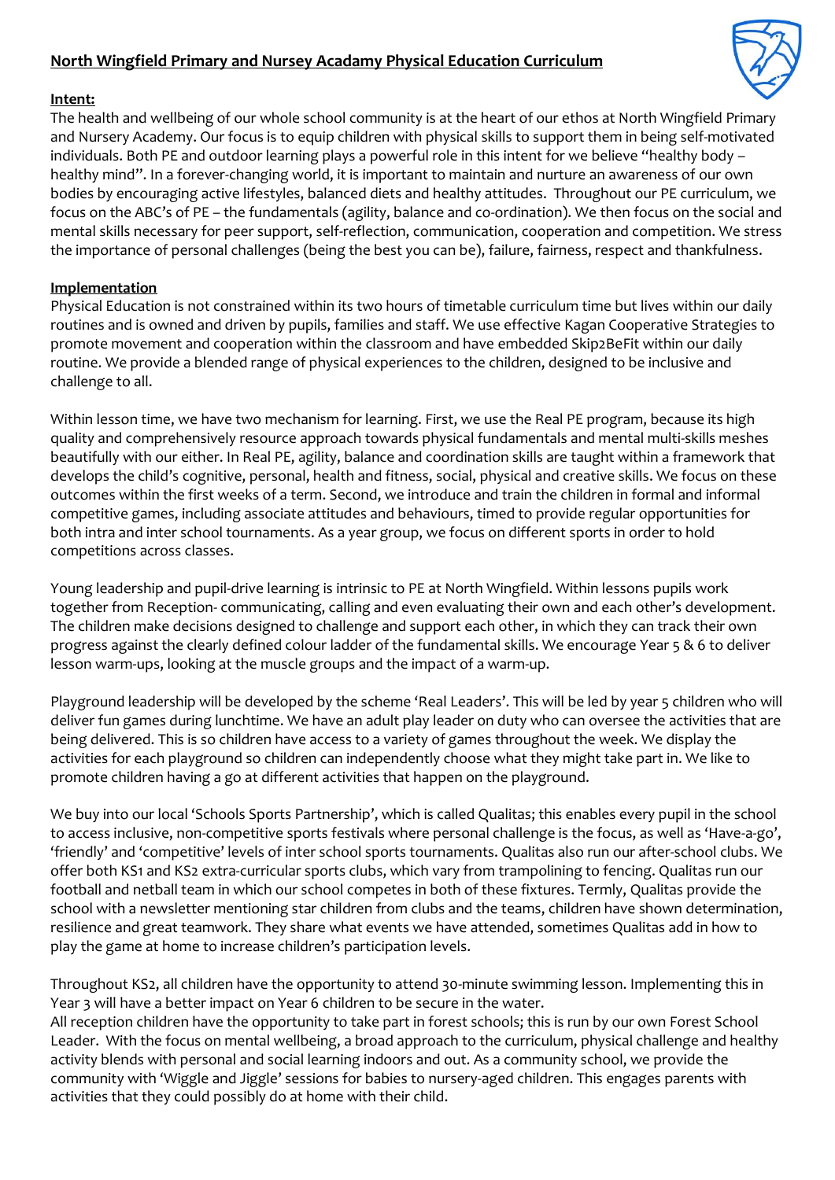# North Wingfield Primary and Nursey Acadamy Physical Education Curriculum

## Intent:

The health and wellbeing of our whole school community is at the heart of our ethos at North Wingfield Primary and Nursery Academy. Our focus is to equip children with physical skills to support them in being self-motivated individuals. Both PE and outdoor learning plays a powerful role in this intent for we believe "healthy body – healthy mind". In a forever-changing world, it is important to maintain and nurture an awareness of our own bodies by encouraging active lifestyles, balanced diets and healthy attitudes. Throughout our PE curriculum, we focus on the ABC's of PE – the fundamentals (agility, balance and co-ordination). We then focus on the social and mental skills necessary for peer support, self-reflection, communication, cooperation and competition. We stress the importance of personal challenges (being the best you can be), failure, fairness, respect and thankfulness.

## Implementation

Physical Education is not constrained within its two hours of timetable curriculum time but lives within our daily routines and is owned and driven by pupils, families and staff. We use effective Kagan Cooperative Strategies to promote movement and cooperation within the classroom and have embedded Skip2BeFit within our daily routine. We provide a blended range of physical experiences to the children, designed to be inclusive and challenge to all.

Within lesson time, we have two mechanism for learning. First, we use the Real PE program, because its high quality and comprehensively resource approach towards physical fundamentals and mental multi-skills meshes beautifully with our either. In Real PE, agility, balance and coordination skills are taught within a framework that develops the child's cognitive, personal, health and fitness, social, physical and creative skills. We focus on these outcomes within the first weeks of a term. Second, we introduce and train the children in formal and informal competitive games, including associate attitudes and behaviours, timed to provide regular opportunities for both intra and inter school tournaments. As a year group, we focus on different sports in order to hold competitions across classes.

Young leadership and pupil-drive learning is intrinsic to PE at North Wingfield. Within lessons pupils work together from Reception- communicating, calling and even evaluating their own and each other's development. The children make decisions designed to challenge and support each other, in which they can track their own progress against the clearly defined colour ladder of the fundamental skills. We encourage Year 5 & 6 to deliver lesson warm-ups, looking at the muscle groups and the impact of a warm-up.

Playground leadership will be developed by the scheme 'Real Leaders'. This will be led by year 5 children who will deliver fun games during lunchtime. We have an adult play leader on duty who can oversee the activities that are being delivered. This is so children have access to a variety of games throughout the week. We display the activities for each playground so children can independently choose what they might take part in. We like to promote children having a go at different activities that happen on the playground.

We buy into our local 'Schools Sports Partnership', which is called Qualitas; this enables every pupil in the school to access inclusive, non-competitive sports festivals where personal challenge is the focus, as well as 'Have-a-go', 'friendly' and 'competitive' levels of inter school sports tournaments. Qualitas also run our after-school clubs. We offer both KS1 and KS2 extra-curricular sports clubs, which vary from trampolining to fencing. Qualitas run our football and netball team in which our school competes in both of these fixtures. Termly, Qualitas provide the school with a newsletter mentioning star children from clubs and the teams, children have shown determination, resilience and great teamwork. They share what events we have attended, sometimes Qualitas add in how to play the game at home to increase children's participation levels.

Throughout KS2, all children have the opportunity to attend 30-minute swimming lesson. Implementing this in Year 3 will have a better impact on Year 6 children to be secure in the water.

All reception children have the opportunity to take part in forest schools; this is run by our own Forest School Leader. With the focus on mental wellbeing, a broad approach to the curriculum, physical challenge and healthy activity blends with personal and social learning indoors and out. As a community school, we provide the community with 'Wiggle and Jiggle' sessions for babies to nursery-aged children. This engages parents with activities that they could possibly do at home with their child.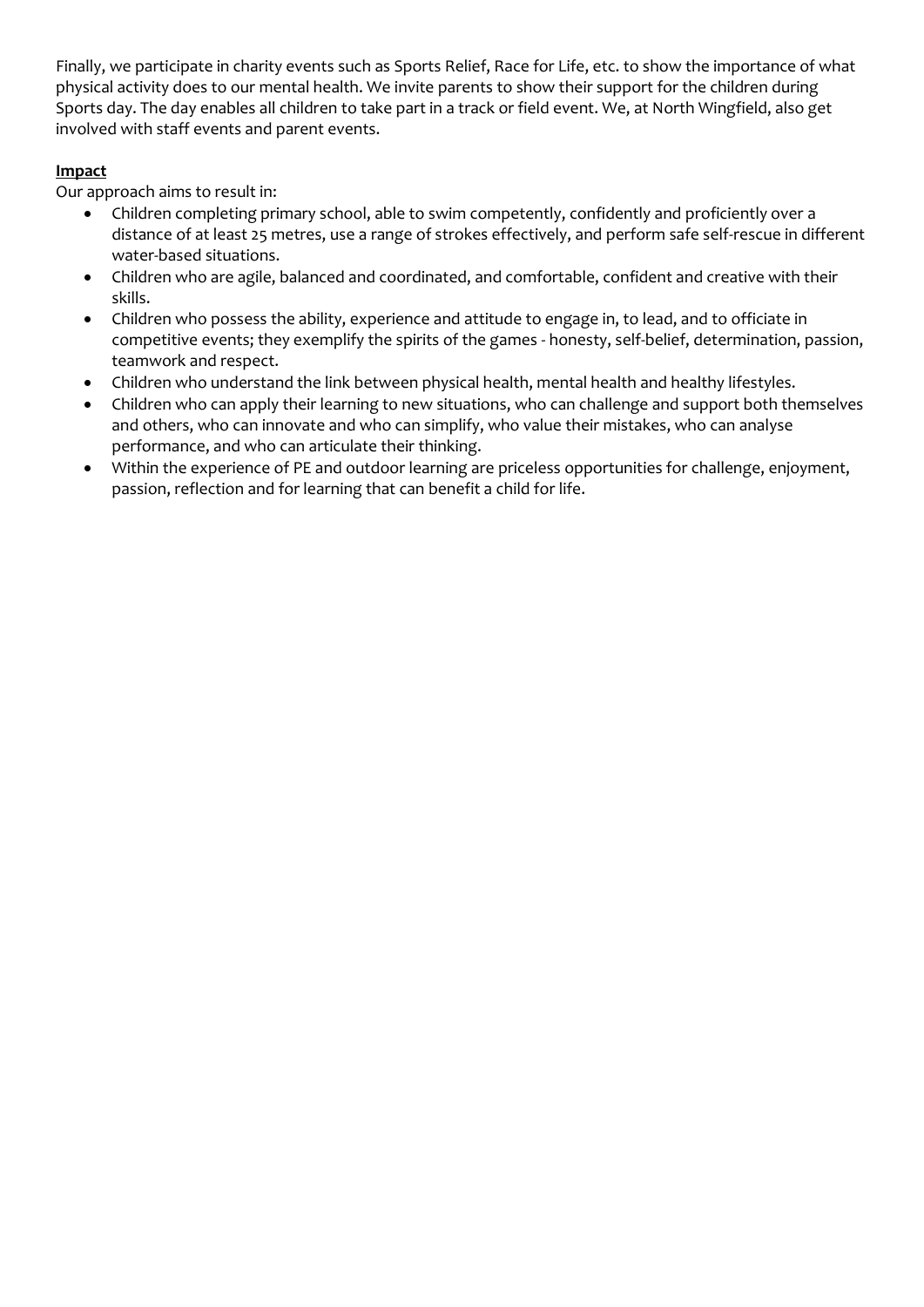Finally, we participate in charity events such as Sports Relief, Race for Life, etc. to show the importance of what physical activity does to our mental health. We invite parents to show their support for the children during Sports day. The day enables all children to take part in a track or field event. We, at North Wingfield, also get involved with staff events and parent events.

**Impact**

Our approach aims to result in:

- Children completing primary school, able to swim competently, confidently and proficiently over a distance of at least 25 metres, use a range of strokes effectively, and perform safe self-rescue in different water-based situations.
- Children who are agile, balanced and coordinated, and comfortable, confident and creative with their skills.
- Children who possess the ability, experience and attitude to engage in, to lead, and to officiate in competitive events; they exemplify the spirits of the games - honesty, self-belief, determination, passion, teamwork and respect.
- Children who understand the link between physical health, mental health and healthy lifestyles.
- Children who can apply their learning to new situations, who can challenge and support both themselves and others, who can innovate and who can simplify, who value their mistakes, who can analyse performance, and who can articulate their thinking.
- Within the experience of PE and outdoor learning are priceless opportunities for challenge, enjoyment, passion, reflection and for learning that can benefit a child for life.